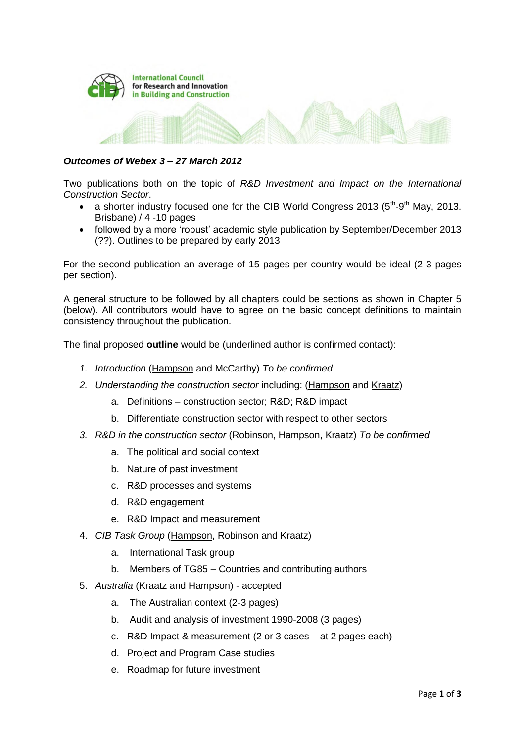International Council for Research and Innovation in Building and Construction

***Outcomes of Webex 3 – 27 March 2012***

Two publications both on the topic of *R&D Investment and Impact on the International Construction Sector*.

- a shorter industry focused one for the CIB World Congress 2013 (5th-9th May, 2013. Brisbane) / 4 -10 pages
- followed by a more 'robust' academic style publication by September/December 2013 (??). Outlines to be prepared by early 2013

For the second publication an average of 15 pages per country would be ideal (2-3 pages per section).

A general structure to be followed by all chapters could be sections as shown in Chapter 5 (below). All contributors would have to agree on the basic concept definitions to maintain consistency throughout the publication.

The final proposed **outline** would be (underlined author is confirmed contact):

1. *Introduction* (<u>Hampson</u> and McCarthy) *To be confirmed*
2. *Understanding the construction sector* including: (<u>Hampson</u> and <u>Kraatz</u>)
   a. Definitions – construction sector; R&D; R&D impact
   b. Differentiate construction sector with respect to other sectors
3. *R&D in the construction sector* (Robinson, Hampson, Kraatz) *To be confirmed*
   a. The political and social context
   b. Nature of past investment
   c. R&D processes and systems
   d. R&D engagement
   e. R&D Impact and measurement
4. *CIB Task Group* (<u>Hampson</u>, Robinson and Kraatz)
   a. International Task group
   b. Members of TG85 – Countries and contributing authors
5. *Australia* (Kraatz and Hampson) - accepted
   a. The Australian context (2-3 pages)
   b. Audit and analysis of investment 1990-2008 (3 pages)
   c. R&D Impact & measurement (2 or 3 cases – at 2 pages each)
   d. Project and Program Case studies
   e. Roadmap for future investment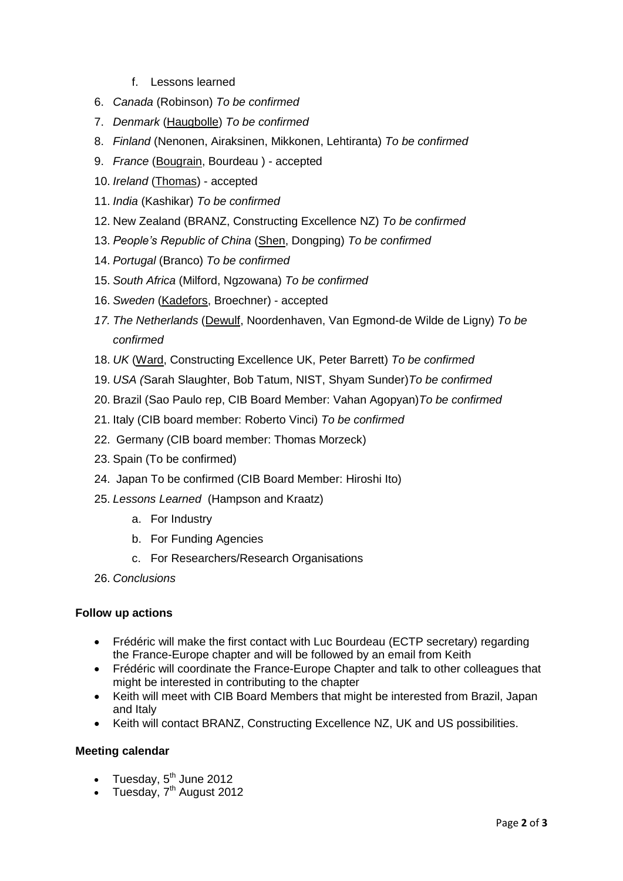f. Lessons learned

6. *Canada* (Robinson) *To be confirmed*
7. *Denmark* (<u>Haugbolle</u>) *To be confirmed*
8. *Finland* (Nenonen, Airaksinen, Mikkonen, Lehtiranta) *To be confirmed*
9. *France* (<u>Bougrain</u>, Bourdeau ) - accepted
10. *Ireland* (<u>Thomas</u>) - accepted
11. *India* (Kashikar) *To be confirmed*
12. New Zealand (BRANZ, Constructing Excellence NZ) *To be confirmed*
13. *People's Republic of China* (<u>Shen</u>, Dongping) *To be confirmed*
14. *Portugal* (Branco) *To be confirmed*
15. *South Africa* (Milford, Ngzowana) *To be confirmed*
16. *Sweden* (<u>Kadefors</u>, Broechner) - accepted
17. *The Netherlands* (<u>Dewulf</u>, Noordenhaven, Van Egmond-de Wilde de Ligny) *To be confirmed*
18. *UK* (<u>Ward</u>, Constructing Excellence UK, Peter Barrett) *To be confirmed*
19. *USA (*Sarah Slaughter, Bob Tatum, NIST, Shyam Sunder)*To be confirmed*
20. Brazil (Sao Paulo rep, CIB Board Member: Vahan Agopyan)*To be confirmed*
21. Italy (CIB board member: Roberto Vinci) *To be confirmed*
22. Germany (CIB board member: Thomas Morzeck)
23. Spain (To be confirmed)
24. Japan To be confirmed (CIB Board Member: Hiroshi Ito)
25. *Lessons Learned* (Hampson and Kraatz)
    a. For Industry
    b. For Funding Agencies
    c. For Researchers/Research Organisations
26. *Conclusions*

**Follow up actions**

- Frédéric will make the first contact with Luc Bourdeau (ECTP secretary) regarding the France-Europe chapter and will be followed by an email from Keith
- Frédéric will coordinate the France-Europe Chapter and talk to other colleagues that might be interested in contributing to the chapter
- Keith will meet with CIB Board Members that might be interested from Brazil, Japan and Italy
- Keith will contact BRANZ, Constructing Excellence NZ, UK and US possibilities.

**Meeting calendar**

- Tuesday, 5th June 2012
- Tuesday, 7th August 2012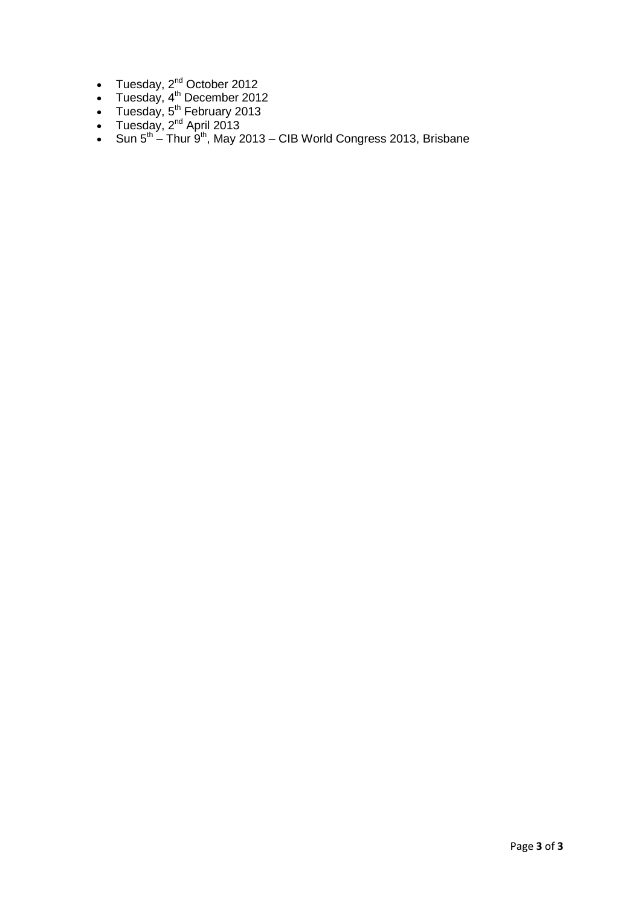- Tuesday, 2nd October 2012
- Tuesday, 4th December 2012
- Tuesday, 5th February 2013
- Tuesday, 2nd April 2013
- Sun 5th – Thur 9th, May 2013 – CIB World Congress 2013, Brisbane